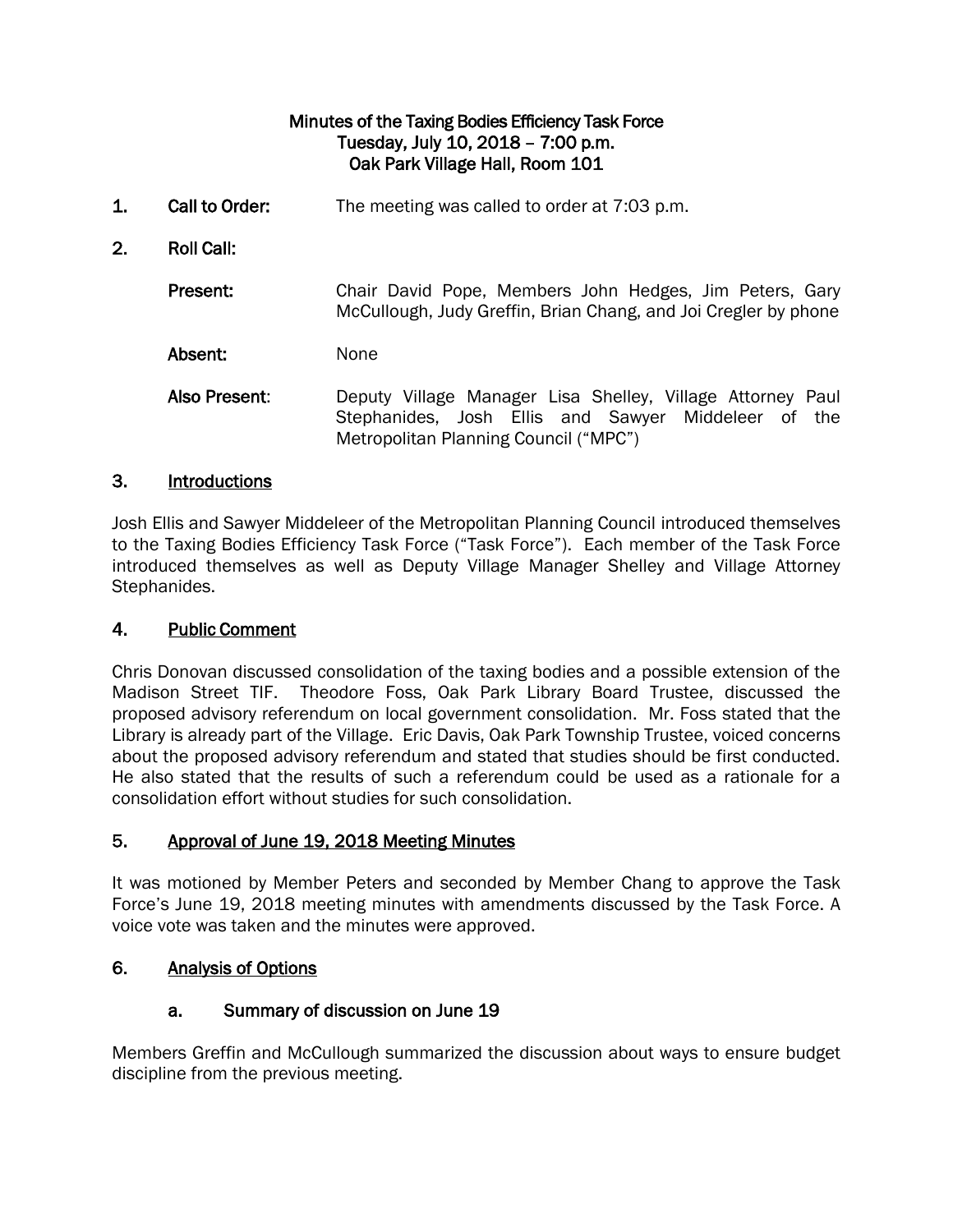**Minutes of the Taxing Bodies Efficiency Task Force**
**Tuesday, July 10, 2018 – 7:00 p.m.**
**Oak Park Village Hall, Room 101**

**1. Call to Order:** The meeting was called to order at 7:03 p.m.

**2. Roll Call:**

**Present:** Chair David Pope, Members John Hedges, Jim Peters, Gary McCullough, Judy Greffin, Brian Chang, and Joi Cregler by phone

**Absent:** None

**Also Present:** Deputy Village Manager Lisa Shelley, Village Attorney Paul Stephanides, Josh Ellis and Sawyer Middeleer of the Metropolitan Planning Council ("MPC")

## 3. Introductions

Josh Ellis and Sawyer Middeleer of the Metropolitan Planning Council introduced themselves to the Taxing Bodies Efficiency Task Force ("Task Force"). Each member of the Task Force introduced themselves as well as Deputy Village Manager Shelley and Village Attorney Stephanides.

## 4. Public Comment

Chris Donovan discussed consolidation of the taxing bodies and a possible extension of the Madison Street TIF. Theodore Foss, Oak Park Library Board Trustee, discussed the proposed advisory referendum on local government consolidation. Mr. Foss stated that the Library is already part of the Village. Eric Davis, Oak Park Township Trustee, voiced concerns about the proposed advisory referendum and stated that studies should be first conducted. He also stated that the results of such a referendum could be used as a rationale for a consolidation effort without studies for such consolidation.

## 5. Approval of June 19, 2018 Meeting Minutes

It was motioned by Member Peters and seconded by Member Chang to approve the Task Force's June 19, 2018 meeting minutes with amendments discussed by the Task Force. A voice vote was taken and the minutes were approved.

## 6. Analysis of Options

### a. Summary of discussion on June 19

Members Greffin and McCullough summarized the discussion about ways to ensure budget discipline from the previous meeting.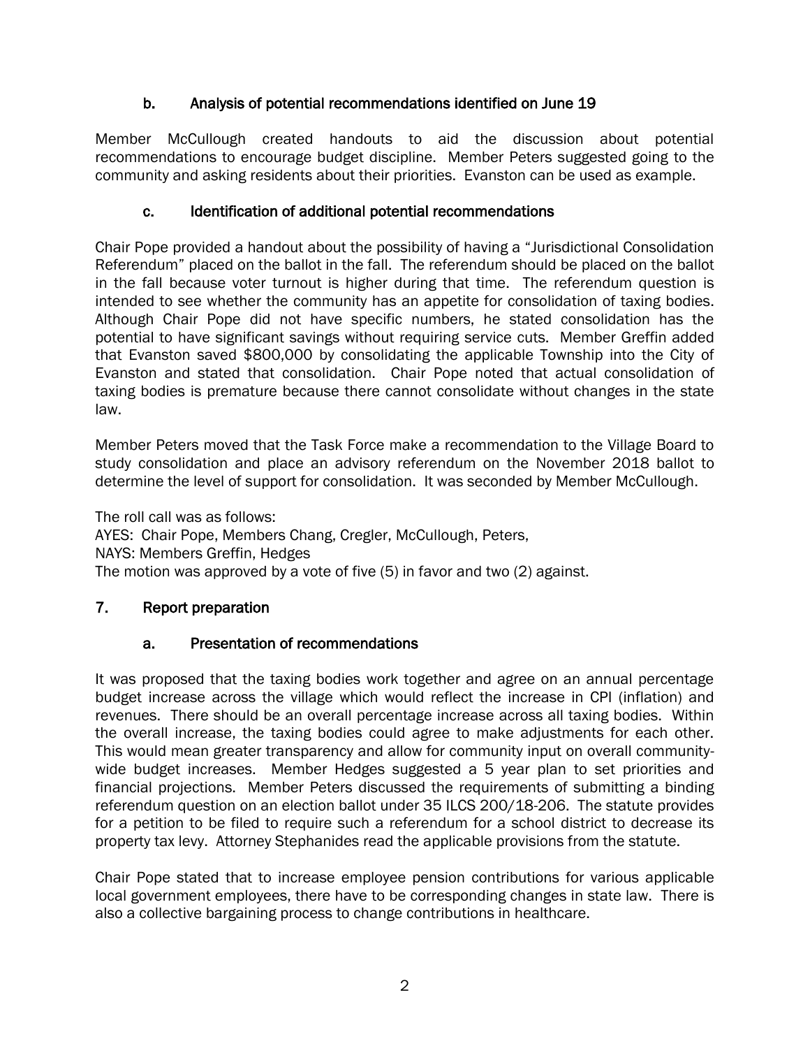### b. Analysis of potential recommendations identified on June 19

Member McCullough created handouts to aid the discussion about potential recommendations to encourage budget discipline. Member Peters suggested going to the community and asking residents about their priorities. Evanston can be used as example.

### c. Identification of additional potential recommendations

Chair Pope provided a handout about the possibility of having a "Jurisdictional Consolidation Referendum" placed on the ballot in the fall. The referendum should be placed on the ballot in the fall because voter turnout is higher during that time. The referendum question is intended to see whether the community has an appetite for consolidation of taxing bodies. Although Chair Pope did not have specific numbers, he stated consolidation has the potential to have significant savings without requiring service cuts. Member Greffin added that Evanston saved $800,000 by consolidating the applicable Township into the City of Evanston and stated that consolidation. Chair Pope noted that actual consolidation of taxing bodies is premature because there cannot consolidate without changes in the state law.

Member Peters moved that the Task Force make a recommendation to the Village Board to study consolidation and place an advisory referendum on the November 2018 ballot to determine the level of support for consolidation. It was seconded by Member McCullough.

The roll call was as follows:
AYES: Chair Pope, Members Chang, Cregler, McCullough, Peters,
NAYS: Members Greffin, Hedges
The motion was approved by a vote of five (5) in favor and two (2) against.

## 7. Report preparation

### a. Presentation of recommendations

It was proposed that the taxing bodies work together and agree on an annual percentage budget increase across the village which would reflect the increase in CPI (inflation) and revenues. There should be an overall percentage increase across all taxing bodies. Within the overall increase, the taxing bodies could agree to make adjustments for each other. This would mean greater transparency and allow for community input on overall community-wide budget increases. Member Hedges suggested a 5 year plan to set priorities and financial projections. Member Peters discussed the requirements of submitting a binding referendum question on an election ballot under 35 ILCS 200/18-206. The statute provides for a petition to be filed to require such a referendum for a school district to decrease its property tax levy. Attorney Stephanides read the applicable provisions from the statute.

Chair Pope stated that to increase employee pension contributions for various applicable local government employees, there have to be corresponding changes in state law. There is also a collective bargaining process to change contributions in healthcare.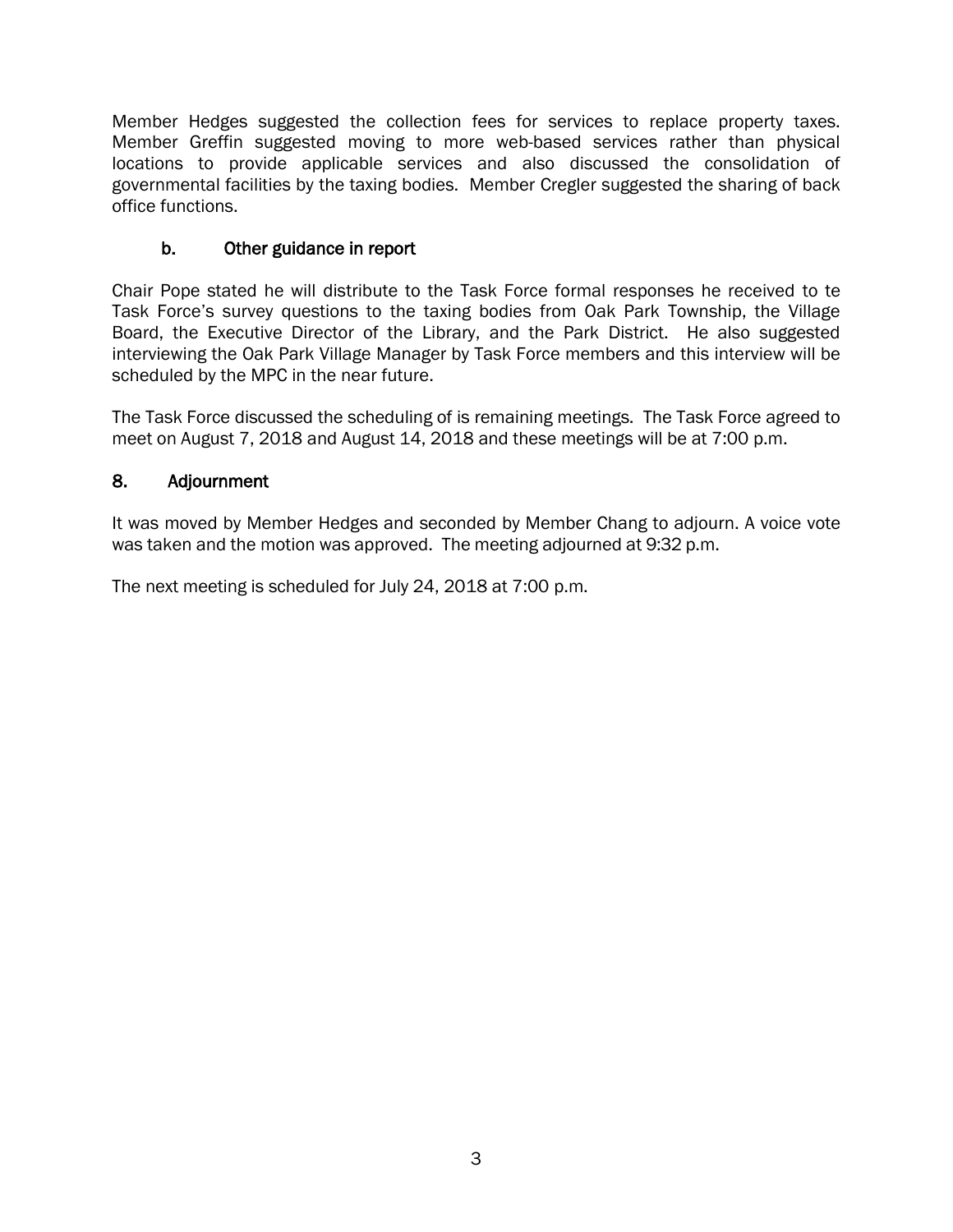Member Hedges suggested the collection fees for services to replace property taxes. Member Greffin suggested moving to more web-based services rather than physical locations to provide applicable services and also discussed the consolidation of governmental facilities by the taxing bodies. Member Cregler suggested the sharing of back office functions.

### b. Other guidance in report

Chair Pope stated he will distribute to the Task Force formal responses he received to te Task Force's survey questions to the taxing bodies from Oak Park Township, the Village Board, the Executive Director of the Library, and the Park District. He also suggested interviewing the Oak Park Village Manager by Task Force members and this interview will be scheduled by the MPC in the near future.

The Task Force discussed the scheduling of is remaining meetings. The Task Force agreed to meet on August 7, 2018 and August 14, 2018 and these meetings will be at 7:00 p.m.

## 8. Adjournment

It was moved by Member Hedges and seconded by Member Chang to adjourn. A voice vote was taken and the motion was approved. The meeting adjourned at 9:32 p.m.

The next meeting is scheduled for July 24, 2018 at 7:00 p.m.